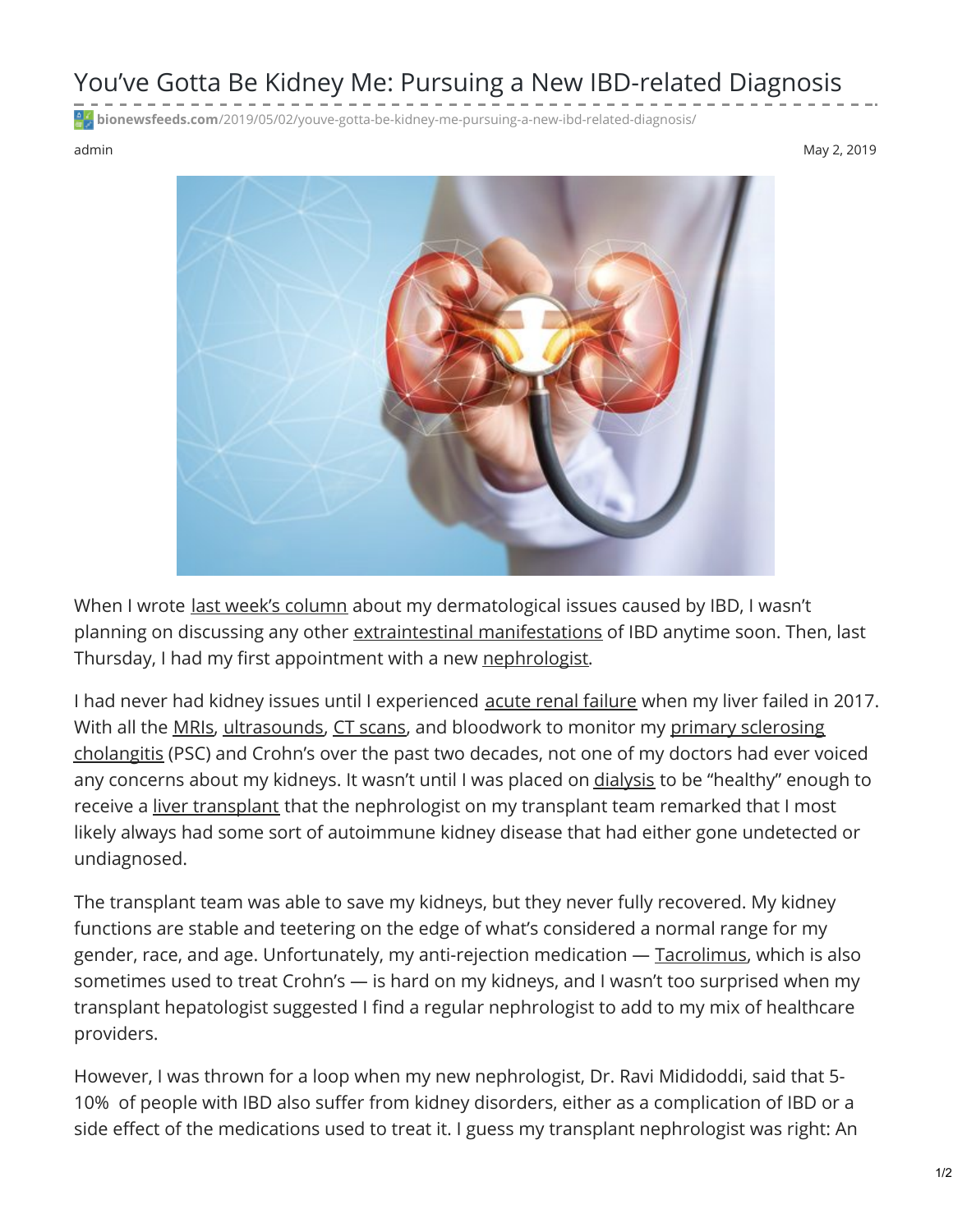# You've Gotta Be Kidney Me: Pursuing a New IBD-related Diagnosis

bionewsfeeds.com/2019/05/02/youve-gotta-be-kidney-me-pursuing-a-new-ibd-related-diagnosis/

admin

May 2, 2019

When I wrote last week's column about my dermatological issues caused by IBD, I wasn't planning on discussing any other extraintestinal manifestations of IBD anytime soon. Then, last Thursday, I had my first appointment with a new nephrologist.

I had never had kidney issues until I experienced acute renal failure when my liver failed in 2017. With all the MRIs, ultrasounds, CT scans, and bloodwork to monitor my primary sclerosing cholangitis (PSC) and Crohn's over the past two decades, not one of my doctors had ever voiced any concerns about my kidneys. It wasn't until I was placed on dialysis to be "healthy" enough to receive a liver transplant that the nephrologist on my transplant team remarked that I most likely always had some sort of autoimmune kidney disease that had either gone undetected or undiagnosed.

The transplant team was able to save my kidneys, but they never fully recovered. My kidney functions are stable and teetering on the edge of what's considered a normal range for my gender, race, and age. Unfortunately, my anti-rejection medication — Tacrolimus, which is also sometimes used to treat Crohn's — is hard on my kidneys, and I wasn't too surprised when my transplant hepatologist suggested I find a regular nephrologist to add to my mix of healthcare providers.

However, I was thrown for a loop when my new nephrologist, Dr. Ravi Mididoddi, said that 5-10% of people with IBD also suffer from kidney disorders, either as a complication of IBD or a side effect of the medications used to treat it. I guess my transplant nephrologist was right: An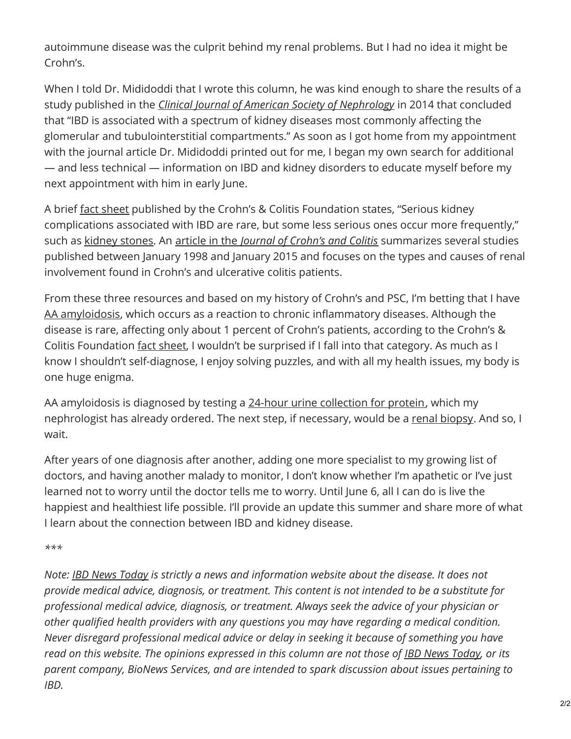autoimmune disease was the culprit behind my renal problems. But I had no idea it might be Crohn's.

When I told Dr. Mididoddi that I wrote this column, he was kind enough to share the results of a study published in the *Clinical Journal of American Society of Nephrology* in 2014 that concluded that "IBD is associated with a spectrum of kidney diseases most commonly affecting the glomerular and tubulointerstitial compartments." As soon as I got home from my appointment with the journal article Dr. Mididoddi printed out for me, I began my own search for additional — and less technical — information on IBD and kidney disorders to educate myself before my next appointment with him in early June.

A brief fact sheet published by the Crohn's & Colitis Foundation states, "Serious kidney complications associated with IBD are rare, but some less serious ones occur more frequently," such as kidney stones. An article in the *Journal of Crohn's and Colitis* summarizes several studies published between January 1998 and January 2015 and focuses on the types and causes of renal involvement found in Crohn's and ulcerative colitis patients.

From these three resources and based on my history of Crohn's and PSC, I'm betting that I have AA amyloidosis, which occurs as a reaction to chronic inflammatory diseases. Although the disease is rare, affecting only about 1 percent of Crohn's patients, according to the Crohn's & Colitis Foundation fact sheet, I wouldn't be surprised if I fall into that category. As much as I know I shouldn't self-diagnose, I enjoy solving puzzles, and with all my health issues, my body is one huge enigma.

AA amyloidosis is diagnosed by testing a 24-hour urine collection for protein, which my nephrologist has already ordered. The next step, if necessary, would be a renal biopsy. And so, I wait.

After years of one diagnosis after another, adding one more specialist to my growing list of doctors, and having another malady to monitor, I don't know whether I'm apathetic or I've just learned not to worry until the doctor tells me to worry. Until June 6, all I can do is live the happiest and healthiest life possible. I'll provide an update this summer and share more of what I learn about the connection between IBD and kidney disease.

*\*\*\**

*Note: IBD News Today is strictly a news and information website about the disease. It does not provide medical advice, diagnosis, or treatment. This content is not intended to be a substitute for professional medical advice, diagnosis, or treatment. Always seek the advice of your physician or other qualified health providers with any questions you may have regarding a medical condition. Never disregard professional medical advice or delay in seeking it because of something you have read on this website. The opinions expressed in this column are not those of IBD News Today, or its parent company, BioNews Services, and are intended to spark discussion about issues pertaining to IBD.*